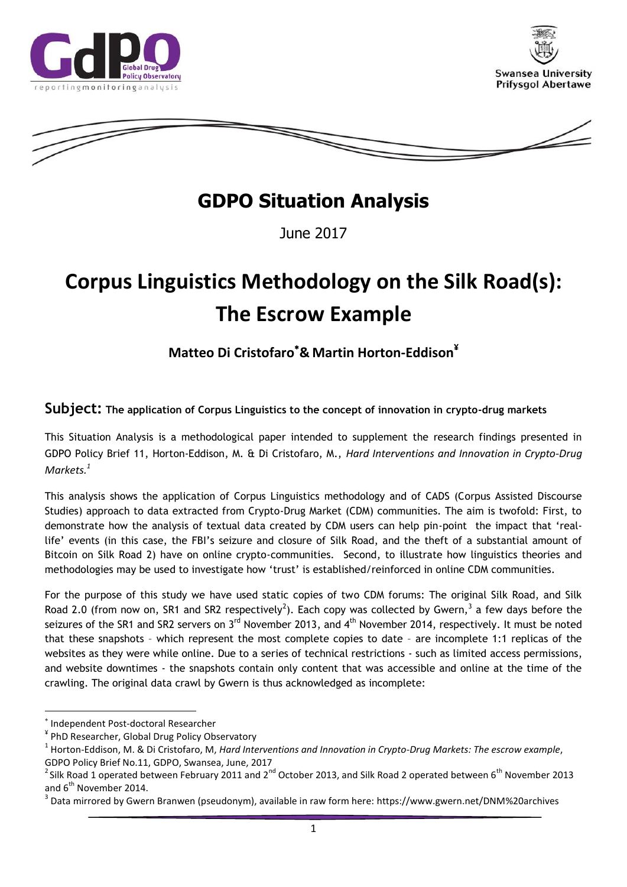# GDPO Situation Analysis

June 2017

# Corpus Linguistics Methodology on the Silk Road(s): The Escrow Example

**Matteo Di Cristofaro[*] & Martin Horton-Eddison[¥]**

## Subject: The application of Corpus Linguistics to the concept of innovation in crypto-drug markets

This Situation Analysis is a methodological paper intended to supplement the research findings presented in GDPO Policy Brief 11, Horton-Eddison, M. & Di Cristofaro, M., *Hard Interventions and Innovation in Crypto-Drug Markets.*[1]

This analysis shows the application of Corpus Linguistics methodology and of CADS (Corpus Assisted Discourse Studies) approach to data extracted from Crypto-Drug Market (CDM) communities. The aim is twofold: First, to demonstrate how the analysis of textual data created by CDM users can help pin-point the impact that 'real-life' events (in this case, the FBI's seizure and closure of Silk Road, and the theft of a substantial amount of Bitcoin on Silk Road 2) have on online crypto-communities. Second, to illustrate how linguistics theories and methodologies may be used to investigate how 'trust' is established/reinforced in online CDM communities.

For the purpose of this study we have used static copies of two CDM forums: The original Silk Road, and Silk Road 2.0 (from now on, SR1 and SR2 respectively[2]). Each copy was collected by Gwern,[3] a few days before the seizures of the SR1 and SR2 servers on 3rd November 2013, and 4th November 2014, respectively. It must be noted that these snapshots – which represent the most complete copies to date – are incomplete 1:1 replicas of the websites as they were while online. Due to a series of technical restrictions - such as limited access permissions, and website downtimes - the snapshots contain only content that was accessible and online at the time of the crawling. The original data crawl by Gwern is thus acknowledged as incomplete:

---

[*] Independent Post-doctoral Researcher

[¥] PhD Researcher, Global Drug Policy Observatory

[1] Horton-Eddison, M. & Di Cristofaro, M, *Hard Interventions and Innovation in Crypto-Drug Markets: The escrow example*, GDPO Policy Brief No.11, GDPO, Swansea, June, 2017

[2] Silk Road 1 operated between February 2011 and 2nd October 2013, and Silk Road 2 operated between 6th November 2013 and 6th November 2014.

[3] Data mirrored by Gwern Branwen (pseudonym), available in raw form here: https://www.gwern.net/DNM%20archives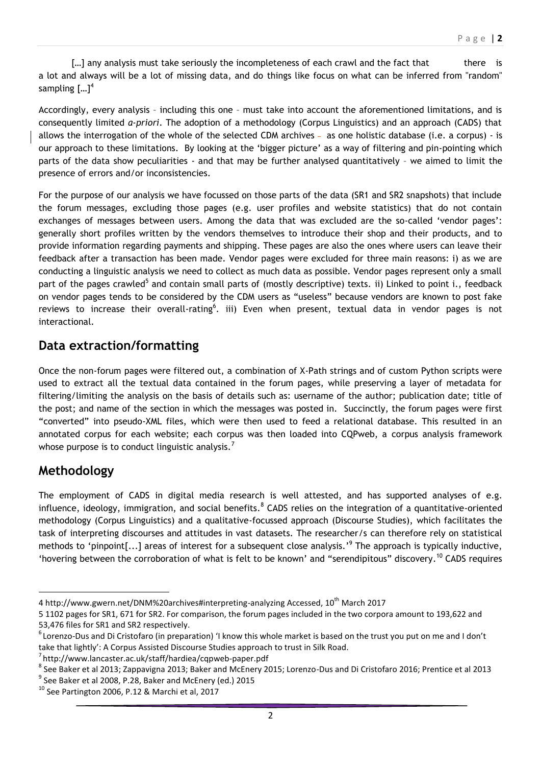[…] any analysis must take seriously the incompleteness of each crawl and the fact that there is a lot and always will be a lot of missing data, and do things like focus on what can be inferred from "random" sampling […][4]

Accordingly, every analysis – including this one – must take into account the aforementioned limitations, and is consequently limited *a-priori*. The adoption of a methodology (Corpus Linguistics) and an approach (CADS) that allows the interrogation of the whole of the selected CDM archives – as one holistic database (i.e. a corpus) - is our approach to these limitations. By looking at the 'bigger picture' as a way of filtering and pin-pointing which parts of the data show peculiarities - and that may be further analysed quantitatively – we aimed to limit the presence of errors and/or inconsistencies.

For the purpose of our analysis we have focussed on those parts of the data (SR1 and SR2 snapshots) that include the forum messages, excluding those pages (e.g. user profiles and website statistics) that do not contain exchanges of messages between users. Among the data that was excluded are the so-called 'vendor pages': generally short profiles written by the vendors themselves to introduce their shop and their products, and to provide information regarding payments and shipping. These pages are also the ones where users can leave their feedback after a transaction has been made. Vendor pages were excluded for three main reasons: i) as we are conducting a linguistic analysis we need to collect as much data as possible. Vendor pages represent only a small part of the pages crawled[5] and contain small parts of (mostly descriptive) texts. ii) Linked to point i., feedback on vendor pages tends to be considered by the CDM users as "useless" because vendors are known to post fake reviews to increase their overall-rating[6]. iii) Even when present, textual data in vendor pages is not interactional.

## Data extraction/formatting

Once the non-forum pages were filtered out, a combination of X-Path strings and of custom Python scripts were used to extract all the textual data contained in the forum pages, while preserving a layer of metadata for filtering/limiting the analysis on the basis of details such as: username of the author; publication date; title of the post; and name of the section in which the messages was posted in. Succinctly, the forum pages were first "converted" into pseudo-XML files, which were then used to feed a relational database. This resulted in an annotated corpus for each website; each corpus was then loaded into CQPweb, a corpus analysis framework whose purpose is to conduct linguistic analysis.[7]

## Methodology

The employment of CADS in digital media research is well attested, and has supported analyses of e.g. influence, ideology, immigration, and social benefits.[8] CADS relies on the integration of a quantitative-oriented methodology (Corpus Linguistics) and a qualitative-focussed approach (Discourse Studies), which facilitates the task of interpreting discourses and attitudes in vast datasets. The researcher/s can therefore rely on statistical methods to 'pinpoint[...] areas of interest for a subsequent close analysis.'[9] The approach is typically inductive, 'hovering between the corroboration of what is felt to be known' and "serendipitous" discovery.[10] CADS requires

---

4 http://www.gwern.net/DNM%20archives#interpreting-analyzing Accessed, 10th March 2017

5 1102 pages for SR1, 671 for SR2. For comparison, the forum pages included in the two corpora amount to 193,622 and 53,476 files for SR1 and SR2 respectively.

6 Lorenzo-Dus and Di Cristofaro (in preparation) 'I know this whole market is based on the trust you put on me and I don't take that lightly': A Corpus Assisted Discourse Studies approach to trust in Silk Road.

7 http://www.lancaster.ac.uk/staff/hardiea/cqpweb-paper.pdf

8 See Baker et al 2013; Zappavigna 2013; Baker and McEnery 2015; Lorenzo-Dus and Di Cristofaro 2016; Prentice et al 2013

9 See Baker et al 2008, P.28, Baker and McEnery (ed.) 2015

10 See Partington 2006, P.12 & Marchi et al, 2017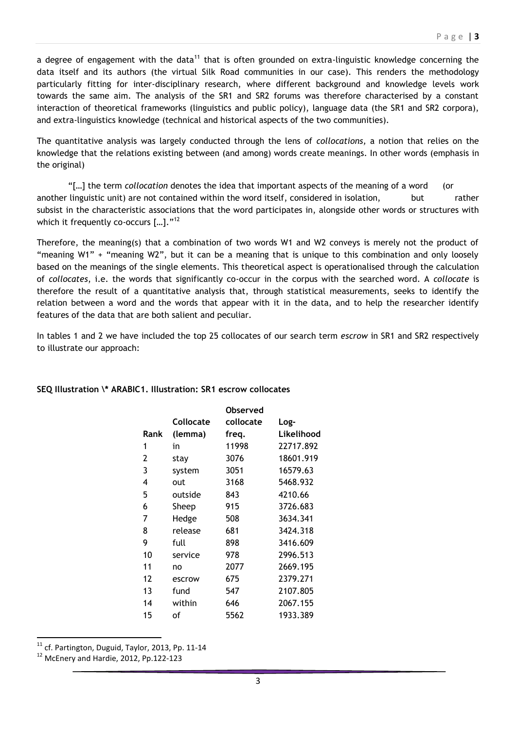a degree of engagement with the data[11] that is often grounded on extra-linguistic knowledge concerning the data itself and its authors (the virtual Silk Road communities in our case). This renders the methodology particularly fitting for inter-disciplinary research, where different background and knowledge levels work towards the same aim. The analysis of the SR1 and SR2 forums was therefore characterised by a constant interaction of theoretical frameworks (linguistics and public policy), language data (the SR1 and SR2 corpora), and extra-linguistics knowledge (technical and historical aspects of the two communities).

The quantitative analysis was largely conducted through the lens of *collocations*, a notion that relies on the knowledge that the relations existing between (and among) words create meanings. In other words (emphasis in the original)

> "[…] the term *collocation* denotes the idea that important aspects of the meaning of a word (or another linguistic unit) are not contained within the word itself, considered in isolation, but rather subsist in the characteristic associations that the word participates in, alongside other words or structures with which it frequently co-occurs […]."[12]

Therefore, the meaning(s) that a combination of two words W1 and W2 conveys is merely not the product of "meaning W1" + "meaning W2", but it can be a meaning that is unique to this combination and only loosely based on the meanings of the single elements. This theoretical aspect is operationalised through the calculation of *collocates*, i.e. the words that significantly co-occur in the corpus with the searched word. A *collocate* is therefore the result of a quantitative analysis that, through statistical measurements, seeks to identify the relation between a word and the words that appear with it in the data, and to help the researcher identify features of the data that are both salient and peculiar.

In tables 1 and 2 we have included the top 25 collocates of our search term *escrow* in SR1 and SR2 respectively to illustrate our approach:

**SEQ Illustration \* ARABIC1. Illustration: SR1 escrow collocates**

| Rank | Collocate (lemma) | Observed collocate freq. | Log-Likelihood |
|---|---|---|---|
| 1 | in | 11998 | 22717.892 |
| 2 | stay | 3076 | 18601.919 |
| 3 | system | 3051 | 16579.63 |
| 4 | out | 3168 | 5468.932 |
| 5 | outside | 843 | 4210.66 |
| 6 | Sheep | 915 | 3726.683 |
| 7 | Hedge | 508 | 3634.341 |
| 8 | release | 681 | 3424.318 |
| 9 | full | 898 | 3416.609 |
| 10 | service | 978 | 2996.513 |
| 11 | no | 2077 | 2669.195 |
| 12 | escrow | 675 | 2379.271 |
| 13 | fund | 547 | 2107.805 |
| 14 | within | 646 | 2067.155 |
| 15 | of | 5562 | 1933.389 |

[11] cf. Partington, Duguid, Taylor, 2013, Pp. 11-14

[12] McEnery and Hardie, 2012, Pp.122-123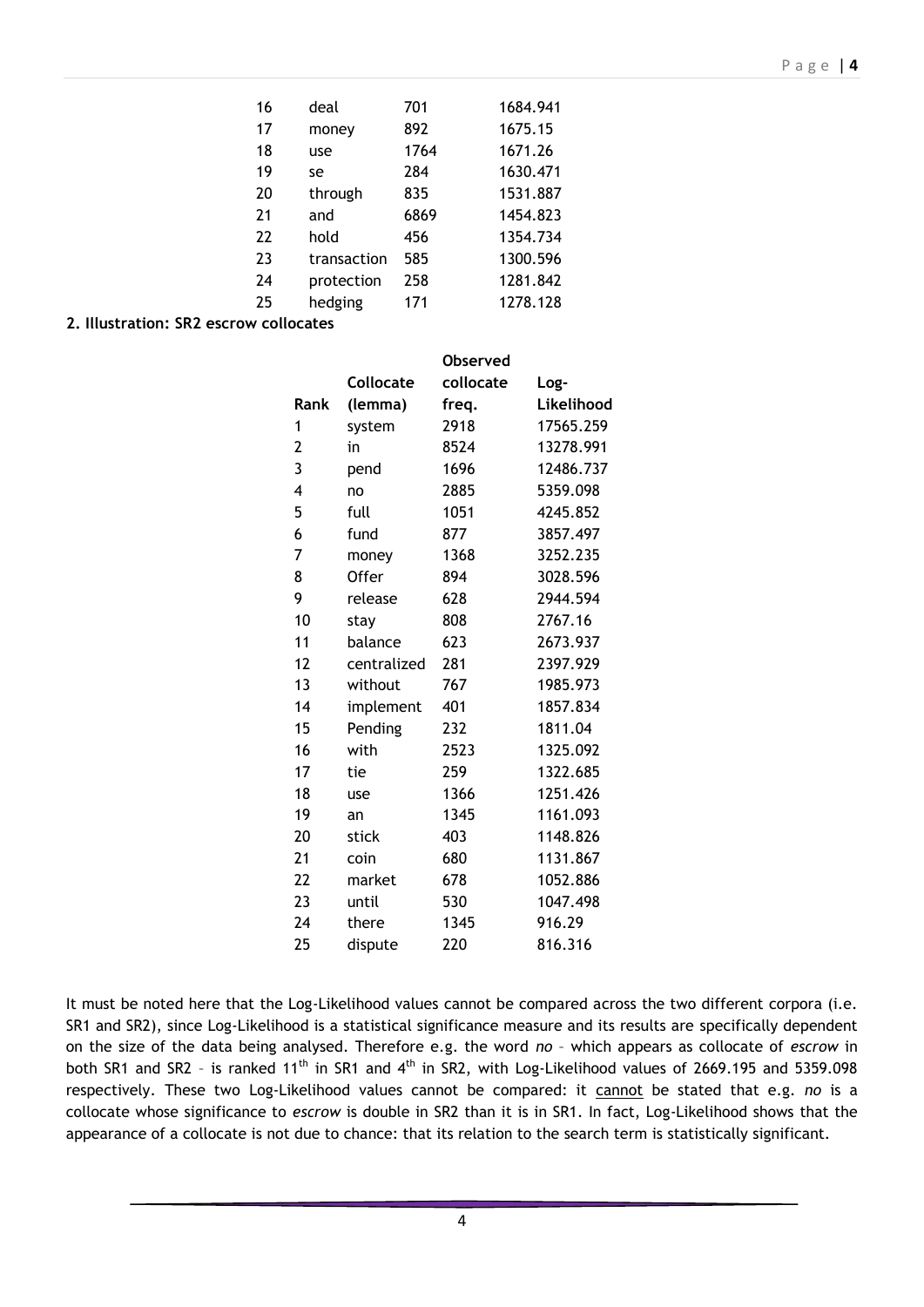| | | | |
|---|---|---|---|
| 16 | deal | 701 | 1684.941 |
| 17 | money | 892 | 1675.15 |
| 18 | use | 1764 | 1671.26 |
| 19 | se | 284 | 1630.471 |
| 20 | through | 835 | 1531.887 |
| 21 | and | 6869 | 1454.823 |
| 22 | hold | 456 | 1354.734 |
| 23 | transaction | 585 | 1300.596 |
| 24 | protection | 258 | 1281.842 |
| 25 | hedging | 171 | 1278.128 |

**2. Illustration: SR2 escrow collocates**

| Rank | Collocate (lemma) | Observed collocate freq. | Log-Likelihood |
|---|---|---|---|
| 1 | system | 2918 | 17565.259 |
| 2 | in | 8524 | 13278.991 |
| 3 | pend | 1696 | 12486.737 |
| 4 | no | 2885 | 5359.098 |
| 5 | full | 1051 | 4245.852 |
| 6 | fund | 877 | 3857.497 |
| 7 | money | 1368 | 3252.235 |
| 8 | Offer | 894 | 3028.596 |
| 9 | release | 628 | 2944.594 |
| 10 | stay | 808 | 2767.16 |
| 11 | balance | 623 | 2673.937 |
| 12 | centralized | 281 | 2397.929 |
| 13 | without | 767 | 1985.973 |
| 14 | implement | 401 | 1857.834 |
| 15 | Pending | 232 | 1811.04 |
| 16 | with | 2523 | 1325.092 |
| 17 | tie | 259 | 1322.685 |
| 18 | use | 1366 | 1251.426 |
| 19 | an | 1345 | 1161.093 |
| 20 | stick | 403 | 1148.826 |
| 21 | coin | 680 | 1131.867 |
| 22 | market | 678 | 1052.886 |
| 23 | until | 530 | 1047.498 |
| 24 | there | 1345 | 916.29 |
| 25 | dispute | 220 | 816.316 |

It must be noted here that the Log-Likelihood values cannot be compared across the two different corpora (i.e. SR1 and SR2), since Log-Likelihood is a statistical significance measure and its results are specifically dependent on the size of the data being analysed. Therefore e.g. the word *no* – which appears as collocate of *escrow* in both SR1 and SR2 – is ranked 11th in SR1 and 4th in SR2, with Log-Likelihood values of 2669.195 and 5359.098 respectively. These two Log-Likelihood values cannot be compared: it cannot be stated that e.g. *no* is a collocate whose significance to *escrow* is double in SR2 than it is in SR1. In fact, Log-Likelihood shows that the appearance of a collocate is not due to chance: that its relation to the search term is statistically significant.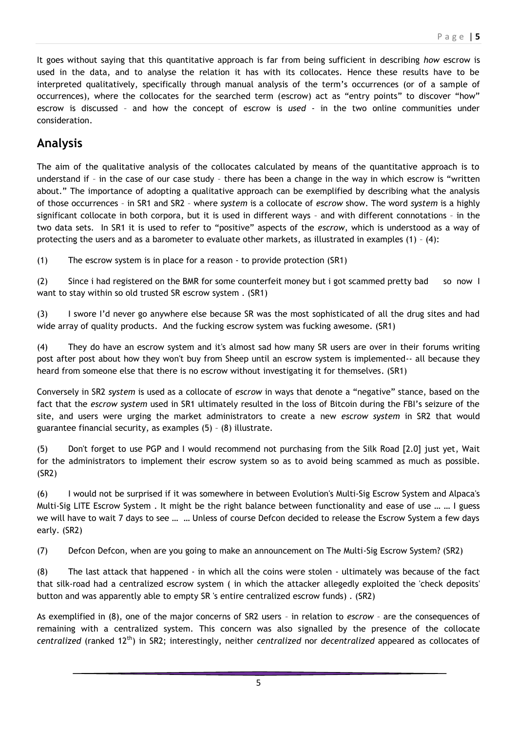It goes without saying that this quantitative approach is far from being sufficient in describing *how* escrow is used in the data, and to analyse the relation it has with its collocates. Hence these results have to be interpreted qualitatively, specifically through manual analysis of the term's occurrences (or of a sample of occurrences), where the collocates for the searched term (escrow) act as "entry points" to discover "how" escrow is discussed – and how the concept of escrow is *used* - in the two online communities under consideration.

## Analysis

The aim of the qualitative analysis of the collocates calculated by means of the quantitative approach is to understand if – in the case of our case study – there has been a change in the way in which escrow is "written about." The importance of adopting a qualitative approach can be exemplified by describing what the analysis of those occurrences – in SR1 and SR2 – where *system* is a collocate of *escrow* show. The word *system* is a highly significant collocate in both corpora, but it is used in different ways – and with different connotations – in the two data sets. In SR1 it is used to refer to "positive" aspects of the *escrow*, which is understood as a way of protecting the users and as a barometer to evaluate other markets, as illustrated in examples (1) – (4):

(1) The escrow system is in place for a reason - to provide protection (SR1)

(2) Since i had registered on the BMR for some counterfeit money but i got scammed pretty bad so now I want to stay within so old trusted SR escrow system . (SR1)

(3) I swore I'd never go anywhere else because SR was the most sophisticated of all the drug sites and had wide array of quality products. And the fucking escrow system was fucking awesome. (SR1)

(4) They do have an escrow system and it's almost sad how many SR users are over in their forums writing post after post about how they won't buy from Sheep until an escrow system is implemented-- all because they heard from someone else that there is no escrow without investigating it for themselves. (SR1)

Conversely in SR2 *system* is used as a collocate of *escrow* in ways that denote a "negative" stance, based on the fact that the *escrow system* used in SR1 ultimately resulted in the loss of Bitcoin during the FBI's seizure of the site, and users were urging the market administrators to create a new *escrow system* in SR2 that would guarantee financial security, as examples (5) – (8) illustrate.

(5) Don't forget to use PGP and I would recommend not purchasing from the Silk Road [2.0] just yet, Wait for the administrators to implement their escrow system so as to avoid being scammed as much as possible. (SR2)

(6) I would not be surprised if it was somewhere in between Evolution's Multi-Sig Escrow System and Alpaca's Multi-Sig LITE Escrow System . It might be the right balance between functionality and ease of use … … I guess we will have to wait 7 days to see … … Unless of course Defcon decided to release the Escrow System a few days early. (SR2)

(7) Defcon Defcon, when are you going to make an announcement on The Multi-Sig Escrow System? (SR2)

(8) The last attack that happened - in which all the coins were stolen - ultimately was because of the fact that silk-road had a centralized escrow system ( in which the attacker allegedly exploited the 'check deposits' button and was apparently able to empty SR 's entire centralized escrow funds) . (SR2)

As exemplified in (8), one of the major concerns of SR2 users – in relation to *escrow* – are the consequences of remaining with a centralized system. This concern was also signalled by the presence of the collocate *centralized* (ranked 12th) in SR2; interestingly, neither *centralized* nor *decentralized* appeared as collocates of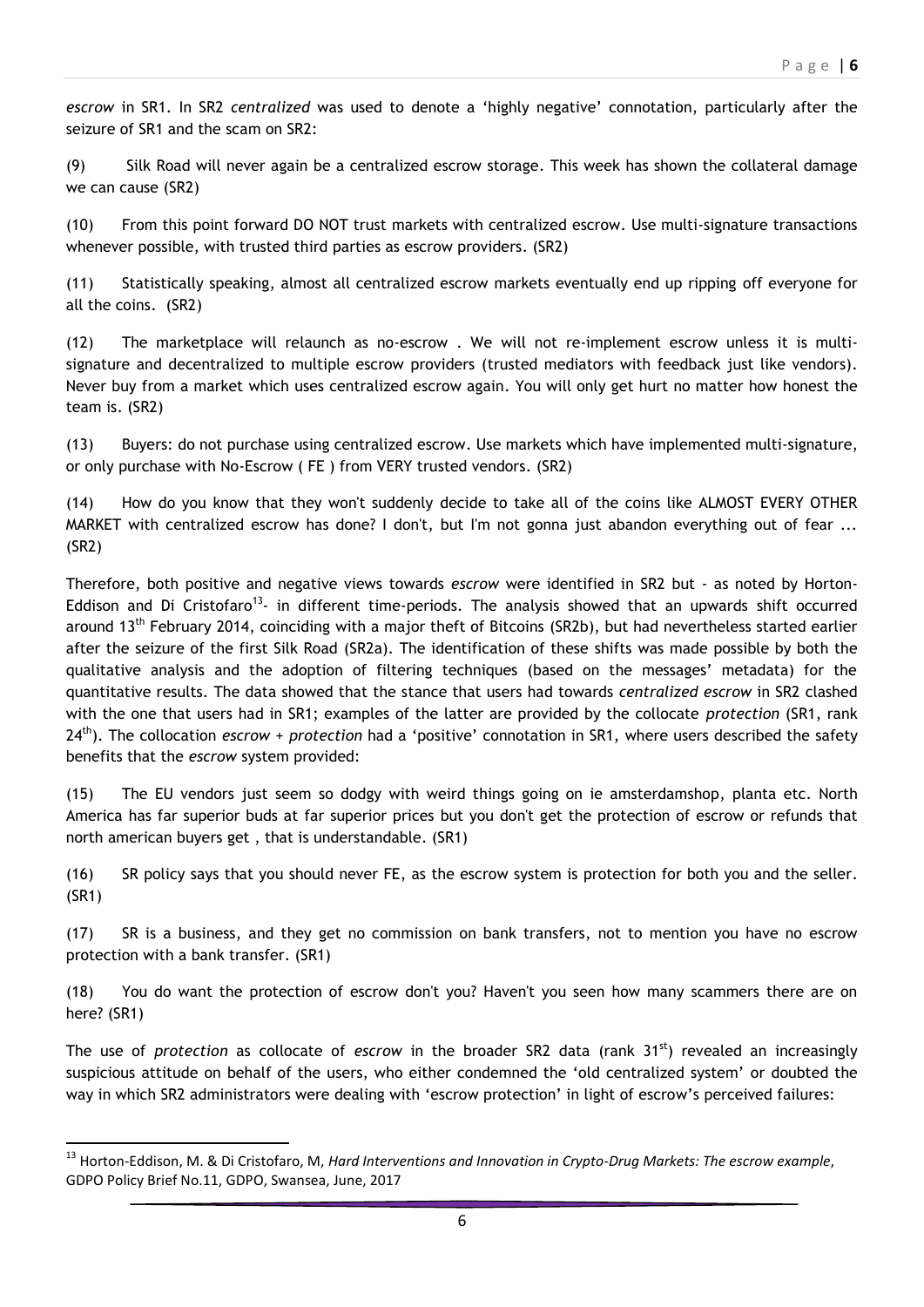*escrow* in SR1. In SR2 *centralized* was used to denote a 'highly negative' connotation, particularly after the seizure of SR1 and the scam on SR2:

(9) Silk Road will never again be a centralized escrow storage. This week has shown the collateral damage we can cause (SR2)

(10) From this point forward DO NOT trust markets with centralized escrow. Use multi-signature transactions whenever possible, with trusted third parties as escrow providers. (SR2)

(11) Statistically speaking, almost all centralized escrow markets eventually end up ripping off everyone for all the coins. (SR2)

(12) The marketplace will relaunch as no-escrow . We will not re-implement escrow unless it is multi-signature and decentralized to multiple escrow providers (trusted mediators with feedback just like vendors). Never buy from a market which uses centralized escrow again. You will only get hurt no matter how honest the team is. (SR2)

(13) Buyers: do not purchase using centralized escrow. Use markets which have implemented multi-signature, or only purchase with No-Escrow ( FE ) from VERY trusted vendors. (SR2)

(14) How do you know that they won't suddenly decide to take all of the coins like ALMOST EVERY OTHER MARKET with centralized escrow has done? I don't, but I'm not gonna just abandon everything out of fear ... (SR2)

Therefore, both positive and negative views towards *escrow* were identified in SR2 but - as noted by Horton-Eddison and Di Cristofaro[13]- in different time-periods. The analysis showed that an upwards shift occurred around 13th February 2014, coinciding with a major theft of Bitcoins (SR2b), but had nevertheless started earlier after the seizure of the first Silk Road (SR2a). The identification of these shifts was made possible by both the qualitative analysis and the adoption of filtering techniques (based on the messages' metadata) for the quantitative results. The data showed that the stance that users had towards *centralized escrow* in SR2 clashed with the one that users had in SR1; examples of the latter are provided by the collocate *protection* (SR1, rank 24th). The collocation *escrow + protection* had a 'positive' connotation in SR1, where users described the safety benefits that the *escrow* system provided:

(15) The EU vendors just seem so dodgy with weird things going on ie amsterdamshop, planta etc. North America has far superior buds at far superior prices but you don't get the protection of escrow or refunds that north american buyers get , that is understandable. (SR1)

(16) SR policy says that you should never FE, as the escrow system is protection for both you and the seller. (SR1)

(17) SR is a business, and they get no commission on bank transfers, not to mention you have no escrow protection with a bank transfer. (SR1)

(18) You do want the protection of escrow don't you? Haven't you seen how many scammers there are on here? (SR1)

The use of *protection* as collocate of *escrow* in the broader SR2 data (rank 31st) revealed an increasingly suspicious attitude on behalf of the users, who either condemned the 'old centralized system' or doubted the way in which SR2 administrators were dealing with 'escrow protection' in light of escrow's perceived failures:

[13] Horton-Eddison, M. & Di Cristofaro, M, *Hard Interventions and Innovation in Crypto-Drug Markets: The escrow example*, GDPO Policy Brief No.11, GDPO, Swansea, June, 2017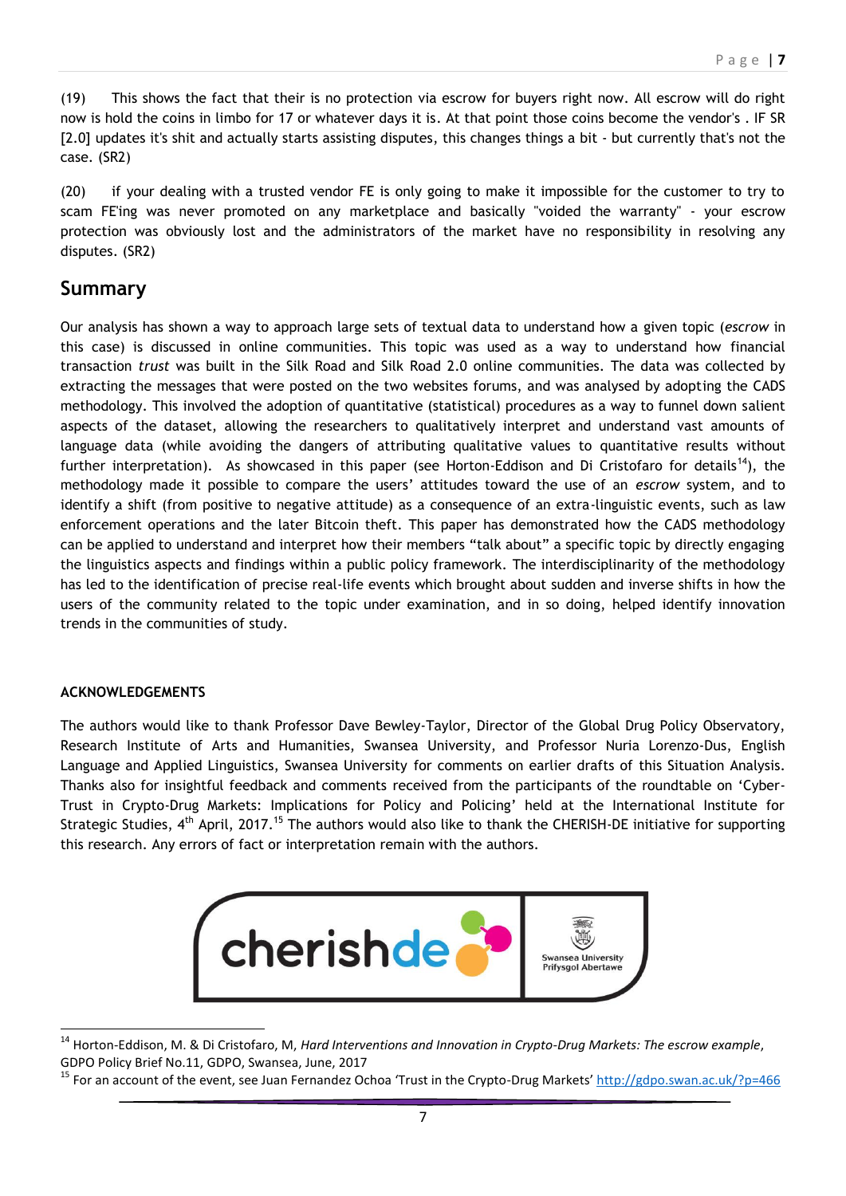(19) This shows the fact that their is no protection via escrow for buyers right now. All escrow will do right now is hold the coins in limbo for 17 or whatever days it is. At that point those coins become the vendor's . IF SR [2.0] updates it's shit and actually starts assisting disputes, this changes things a bit - but currently that's not the case. (SR2)

(20) if your dealing with a trusted vendor FE is only going to make it impossible for the customer to try to scam FE'ing was never promoted on any marketplace and basically "voided the warranty" - your escrow protection was obviously lost and the administrators of the market have no responsibility in resolving any disputes. (SR2)

## Summary

Our analysis has shown a way to approach large sets of textual data to understand how a given topic (*escrow* in this case) is discussed in online communities. This topic was used as a way to understand how financial transaction *trust* was built in the Silk Road and Silk Road 2.0 online communities. The data was collected by extracting the messages that were posted on the two websites forums, and was analysed by adopting the CADS methodology. This involved the adoption of quantitative (statistical) procedures as a way to funnel down salient aspects of the dataset, allowing the researchers to qualitatively interpret and understand vast amounts of language data (while avoiding the dangers of attributing qualitative values to quantitative results without further interpretation). As showcased in this paper (see Horton-Eddison and Di Cristofaro for details[14]), the methodology made it possible to compare the users' attitudes toward the use of an *escrow* system, and to identify a shift (from positive to negative attitude) as a consequence of an extra-linguistic events, such as law enforcement operations and the later Bitcoin theft. This paper has demonstrated how the CADS methodology can be applied to understand and interpret how their members "talk about" a specific topic by directly engaging the linguistics aspects and findings within a public policy framework. The interdisciplinarity of the methodology has led to the identification of precise real-life events which brought about sudden and inverse shifts in how the users of the community related to the topic under examination, and in so doing, helped identify innovation trends in the communities of study.

**ACKNOWLEDGEMENTS**

The authors would like to thank Professor Dave Bewley-Taylor, Director of the Global Drug Policy Observatory, Research Institute of Arts and Humanities, Swansea University, and Professor Nuria Lorenzo-Dus, English Language and Applied Linguistics, Swansea University for comments on earlier drafts of this Situation Analysis. Thanks also for insightful feedback and comments received from the participants of the roundtable on 'Cyber-Trust in Crypto-Drug Markets: Implications for Policy and Policing' held at the International Institute for Strategic Studies, 4th April, 2017.[15] The authors would also like to thank the CHERISH-DE initiative for supporting this research. Any errors of fact or interpretation remain with the authors.

cherishde | Swansea University Prifysgol Abertawe

---

[14] Horton-Eddison, M. & Di Cristofaro, M, *Hard Interventions and Innovation in Crypto-Drug Markets: The escrow example*, GDPO Policy Brief No.11, GDPO, Swansea, June, 2017

[15] For an account of the event, see Juan Fernandez Ochoa 'Trust in the Crypto-Drug Markets' http://gdpo.swan.ac.uk/?p=466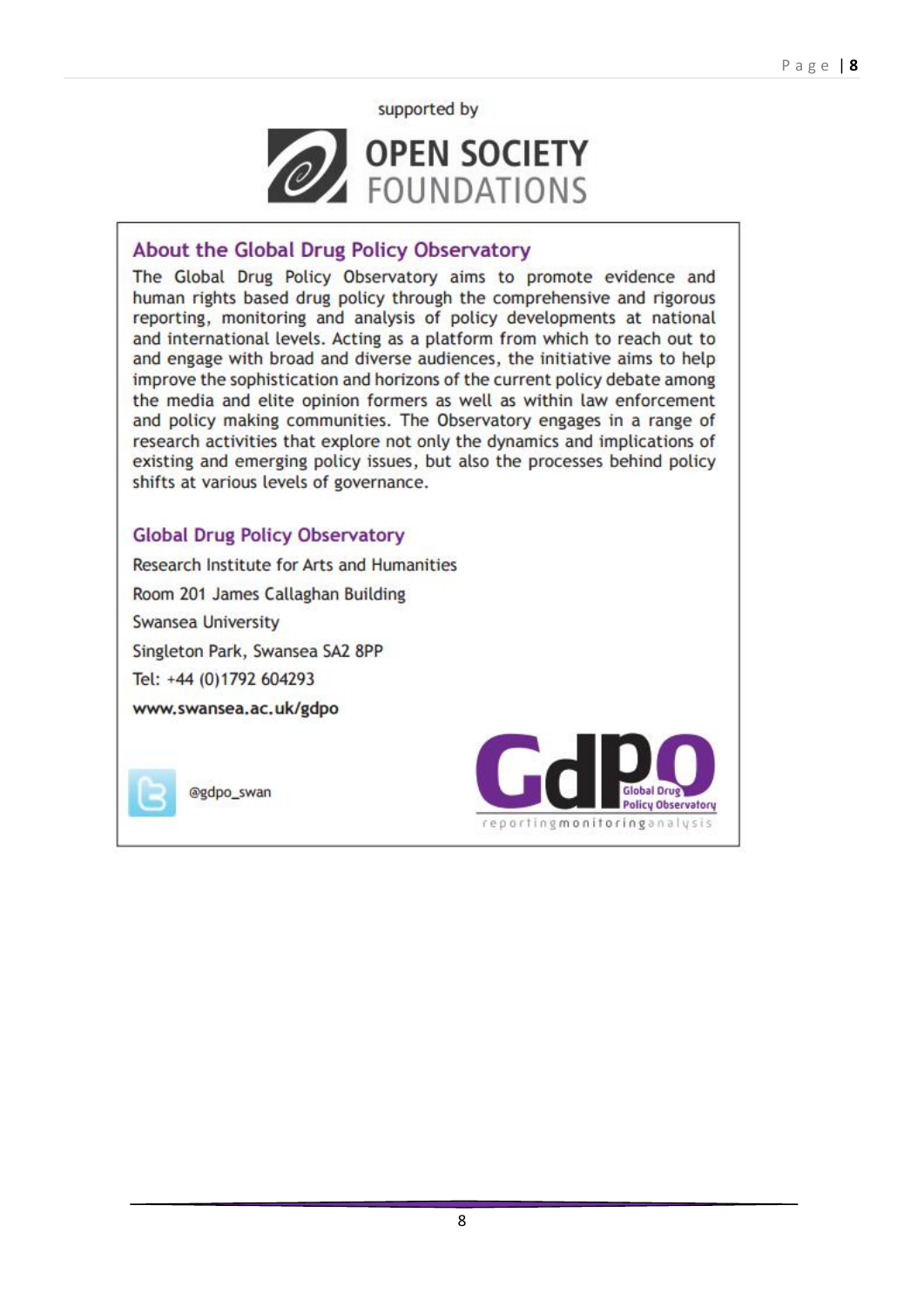supported by

OPEN SOCIETY FOUNDATIONS

## About the Global Drug Policy Observatory

The Global Drug Policy Observatory aims to promote evidence and human rights based drug policy through the comprehensive and rigorous reporting, monitoring and analysis of policy developments at national and international levels. Acting as a platform from which to reach out to and engage with broad and diverse audiences, the initiative aims to help improve the sophistication and horizons of the current policy debate among the media and elite opinion formers as well as within law enforcement and policy making communities. The Observatory engages in a range of research activities that explore not only the dynamics and implications of existing and emerging policy issues, but also the processes behind policy shifts at various levels of governance.

## Global Drug Policy Observatory

Research Institute for Arts and Humanities

Room 201 James Callaghan Building

Swansea University

Singleton Park, Swansea SA2 8PP

Tel: +44 (0)1792 604293

**www.swansea.ac.uk/gdpo**

@gdpo_swan

GdPO Global Drug Policy Observatory

reportingmonitoringanalysis